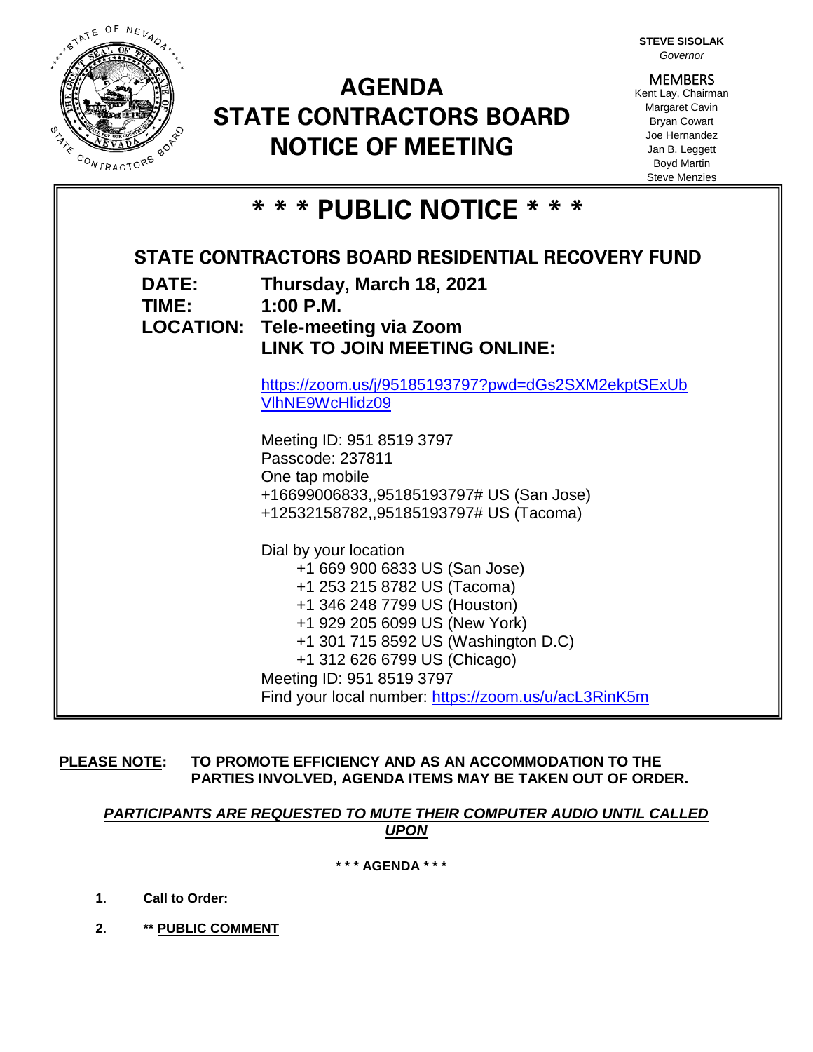**STEVE SISOLAK**
*Governor*

**MEMBERS**
Kent Lay, Chairman
Margaret Cavin
Bryan Cowart
Joe Hernandez
Jan B. Leggett
Boyd Martin
Steve Menzies

# AGENDA
# STATE CONTRACTORS BOARD
# NOTICE OF MEETING

## * * * PUBLIC NOTICE * * *

### STATE CONTRACTORS BOARD RESIDENTIAL RECOVERY FUND

**DATE:** **Thursday, March 18, 2021**
**TIME:** **1:00 P.M.**
**LOCATION:** **Tele-meeting via Zoom**
**LINK TO JOIN MEETING ONLINE:**

https://zoom.us/j/95185193797?pwd=dGs2SXM2ekptSExUbVlhNE9WcHlidz09

Meeting ID: 951 8519 3797
Passcode: 237811
One tap mobile
+16699006833,,95185193797# US (San Jose)
+12532158782,,95185193797# US (Tacoma)

Dial by your location
+1 669 900 6833 US (San Jose)
+1 253 215 8782 US (Tacoma)
+1 346 248 7799 US (Houston)
+1 929 205 6099 US (New York)
+1 301 715 8592 US (Washington D.C)
+1 312 626 6799 US (Chicago)
Meeting ID: 951 8519 3797
Find your local number: https://zoom.us/u/acL3RinK5m

**PLEASE NOTE: TO PROMOTE EFFICIENCY AND AS AN ACCOMMODATION TO THE PARTIES INVOLVED, AGENDA ITEMS MAY BE TAKEN OUT OF ORDER.**

***PARTICIPANTS ARE REQUESTED TO MUTE THEIR COMPUTER AUDIO UNTIL CALLED UPON***

**\* \* \* AGENDA \* \* \***

1. **Call to Order:**
2. **\*\* PUBLIC COMMENT**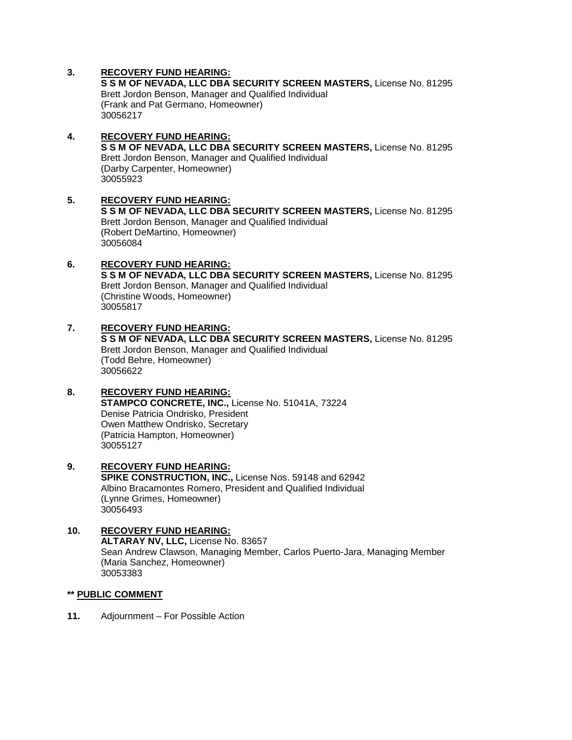3. **RECOVERY FUND HEARING:**
   **S S M OF NEVADA, LLC DBA SECURITY SCREEN MASTERS,** License No. 81295
   Brett Jordon Benson, Manager and Qualified Individual
   (Frank and Pat Germano, Homeowner)
   30056217

4. **RECOVERY FUND HEARING:**
   **S S M OF NEVADA, LLC DBA SECURITY SCREEN MASTERS,** License No. 81295
   Brett Jordon Benson, Manager and Qualified Individual
   (Darby Carpenter, Homeowner)
   30055923

5. **RECOVERY FUND HEARING:**
   **S S M OF NEVADA, LLC DBA SECURITY SCREEN MASTERS,** License No. 81295
   Brett Jordon Benson, Manager and Qualified Individual
   (Robert DeMartino, Homeowner)
   30056084

6. **RECOVERY FUND HEARING:**
   **S S M OF NEVADA, LLC DBA SECURITY SCREEN MASTERS,** License No. 81295
   Brett Jordon Benson, Manager and Qualified Individual
   (Christine Woods, Homeowner)
   30055817

7. **RECOVERY FUND HEARING:**
   **S S M OF NEVADA, LLC DBA SECURITY SCREEN MASTERS,** License No. 81295
   Brett Jordon Benson, Manager and Qualified Individual
   (Todd Behre, Homeowner)
   30056622

8. **RECOVERY FUND HEARING:**
   **STAMPCO CONCRETE, INC.,** License No. 51041A, 73224
   Denise Patricia Ondrisko, President
   Owen Matthew Ondrisko, Secretary
   (Patricia Hampton, Homeowner)
   30055127

9. **RECOVERY FUND HEARING:**
   **SPIKE CONSTRUCTION, INC.,** License Nos. 59148 and 62942
   Albino Bracamontes Romero, President and Qualified Individual
   (Lynne Grimes, Homeowner)
   30056493

10. **RECOVERY FUND HEARING:**
    **ALTARAY NV, LLC,** License No. 83657
    Sean Andrew Clawson, Managing Member, Carlos Puerto-Jara, Managing Member
    (Maria Sanchez, Homeowner)
    30053383

**** PUBLIC COMMENT**

11. Adjournment – For Possible Action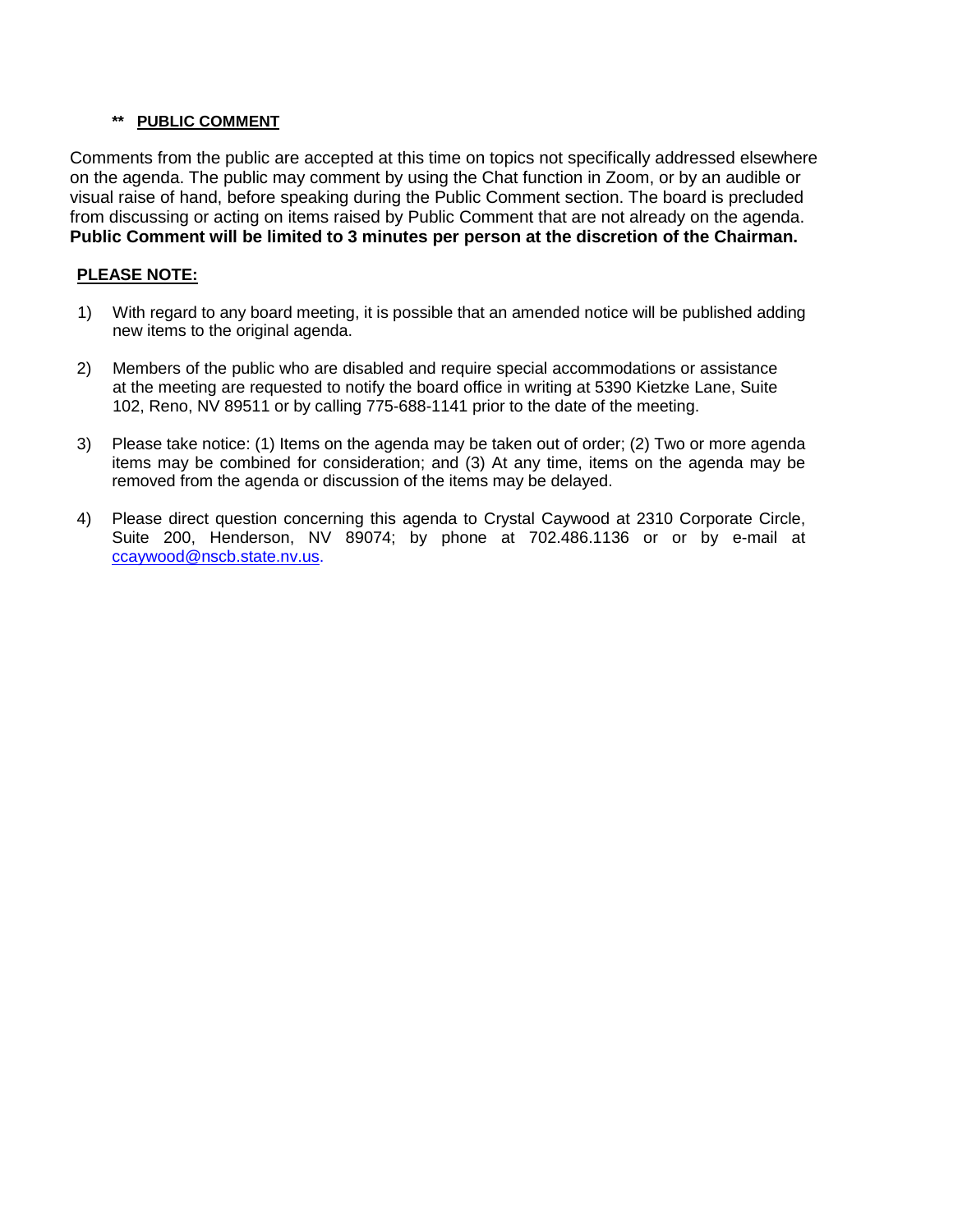**&ast;&ast; PUBLIC COMMENT**

Comments from the public are accepted at this time on topics not specifically addressed elsewhere on the agenda. The public may comment by using the Chat function in Zoom, or by an audible or visual raise of hand, before speaking during the Public Comment section. The board is precluded from discussing or acting on items raised by Public Comment that are not already on the agenda. **Public Comment will be limited to 3 minutes per person at the discretion of the Chairman.**

**PLEASE NOTE:**

1) With regard to any board meeting, it is possible that an amended notice will be published adding new items to the original agenda.

2) Members of the public who are disabled and require special accommodations or assistance at the meeting are requested to notify the board office in writing at 5390 Kietzke Lane, Suite 102, Reno, NV 89511 or by calling 775-688-1141 prior to the date of the meeting.

3) Please take notice: (1) Items on the agenda may be taken out of order; (2) Two or more agenda items may be combined for consideration; and (3) At any time, items on the agenda may be removed from the agenda or discussion of the items may be delayed.

4) Please direct question concerning this agenda to Crystal Caywood at 2310 Corporate Circle, Suite 200, Henderson, NV 89074; by phone at 702.486.1136 or or by e-mail at ccaywood@nscb.state.nv.us.